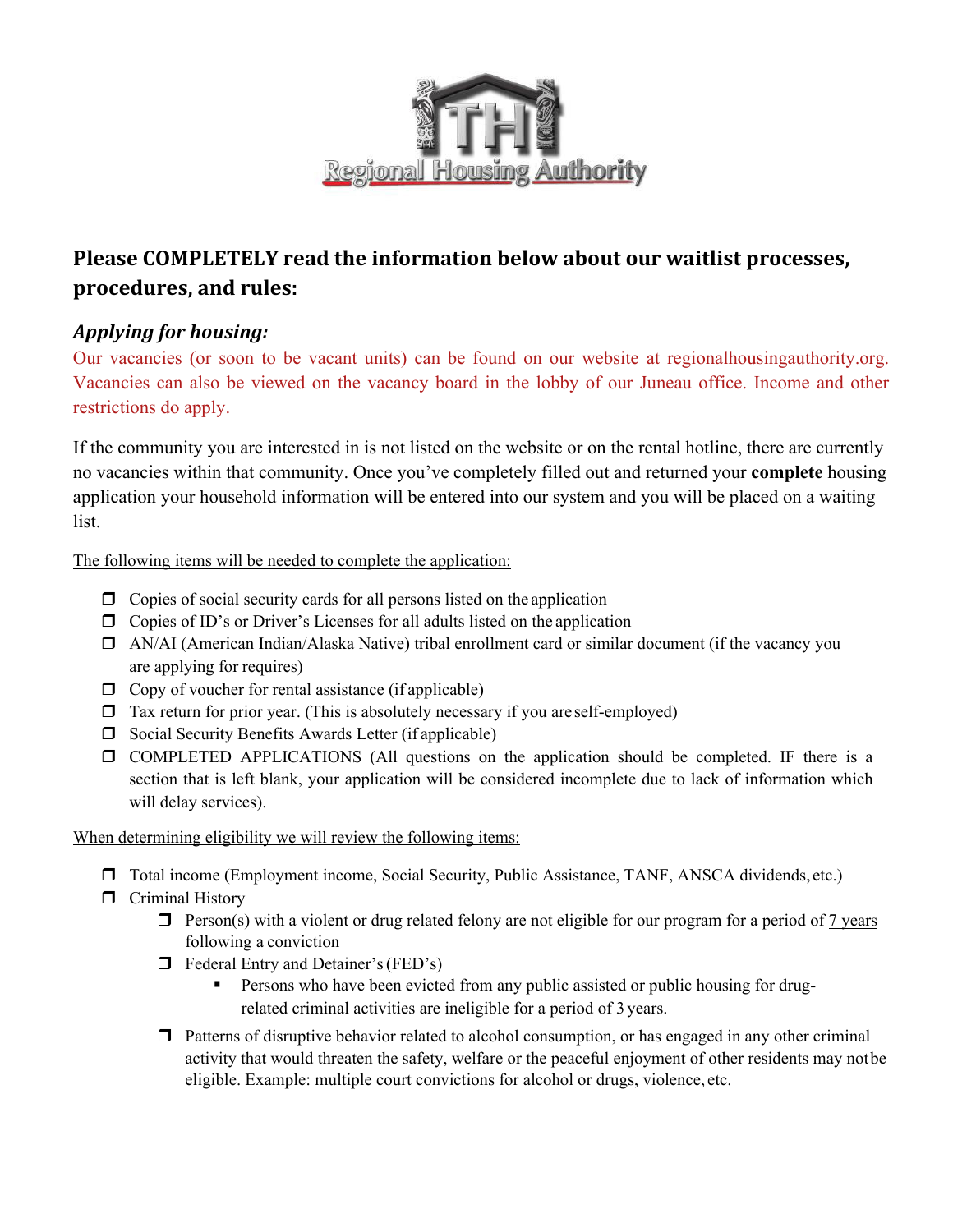Regional Housing Authority

## Please COMPLETELY read the information below about our waitlist processes, procedures, and rules:

### *Applying for housing:*

Our vacancies (or soon to be vacant units) can be found on our website at regionalhousingauthority.org. Vacancies can also be viewed on the vacancy board in the lobby of our Juneau office. Income and other restrictions do apply.

If the community you are interested in is not listed on the website or on the rental hotline, there are currently no vacancies within that community. Once you've completely filled out and returned your **complete** housing application your household information will be entered into our system and you will be placed on a waiting list.

The following items will be needed to complete the application:

- ❒ Copies of social security cards for all persons listed on the application
- ❒ Copies of ID's or Driver's Licenses for all adults listed on the application
- ❒ AN/AI (American Indian/Alaska Native) tribal enrollment card or similar document (if the vacancy you are applying for requires)
- ❒ Copy of voucher for rental assistance (if applicable)
- ❒ Tax return for prior year. (This is absolutely necessary if you are self-employed)
- ❒ Social Security Benefits Awards Letter (if applicable)
- ❒ COMPLETED APPLICATIONS (All questions on the application should be completed. IF there is a section that is left blank, your application will be considered incomplete due to lack of information which will delay services).

When determining eligibility we will review the following items:

- ❒ Total income (Employment income, Social Security, Public Assistance, TANF, ANSCA dividends, etc.)
- ❒ Criminal History
  - ❒ Person(s) with a violent or drug related felony are not eligible for our program for a period of 7 years following a conviction
  - ❒ Federal Entry and Detainer's (FED's)
    - ▪ Persons who have been evicted from any public assisted or public housing for drug-related criminal activities are ineligible for a period of 3 years.
  - ❒ Patterns of disruptive behavior related to alcohol consumption, or has engaged in any other criminal activity that would threaten the safety, welfare or the peaceful enjoyment of other residents may not be eligible. Example: multiple court convictions for alcohol or drugs, violence, etc.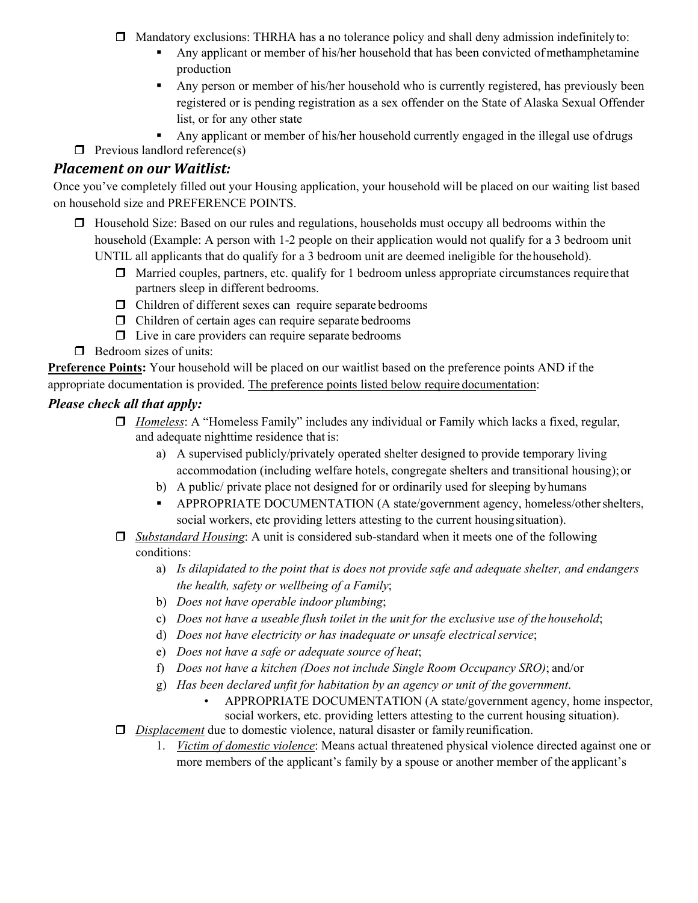- ☐ Mandatory exclusions: THRHA has a no tolerance policy and shall deny admission indefinitely to:
  - Any applicant or member of his/her household that has been convicted of methamphetamine production
  - Any person or member of his/her household who is currently registered, has previously been registered or is pending registration as a sex offender on the State of Alaska Sexual Offender list, or for any other state
  - Any applicant or member of his/her household currently engaged in the illegal use of drugs
- ☐ Previous landlord reference(s)

## *Placement on our Waitlist:*

Once you've completely filled out your Housing application, your household will be placed on our waiting list based on household size and PREFERENCE POINTS.

- ☐ Household Size: Based on our rules and regulations, households must occupy all bedrooms within the household (Example: A person with 1-2 people on their application would not qualify for a 3 bedroom unit UNTIL all applicants that do qualify for a 3 bedroom unit are deemed ineligible for the household).
  - ☐ Married couples, partners, etc. qualify for 1 bedroom unless appropriate circumstances require that partners sleep in different bedrooms.
  - ☐ Children of different sexes can require separate bedrooms
  - ☐ Children of certain ages can require separate bedrooms
  - ☐ Live in care providers can require separate bedrooms
- ☐ Bedroom sizes of units:

**<u>Preference Points</u>:** Your household will be placed on our waitlist based on the preference points AND if the appropriate documentation is provided. <u>The preference points listed below require documentation</u>:

### *Please check all that apply:*

- ☐ *<u>Homeless</u>*: A "Homeless Family" includes any individual or Family which lacks a fixed, regular, and adequate nighttime residence that is:
  - a) A supervised publicly/privately operated shelter designed to provide temporary living accommodation (including welfare hotels, congregate shelters and transitional housing); or
  - b) A public/ private place not designed for or ordinarily used for sleeping by humans
  - APPROPRIATE DOCUMENTATION (A state/government agency, homeless/other shelters, social workers, etc providing letters attesting to the current housing situation).
- ☐ *<u>Substandard Housing</u>*: A unit is considered sub-standard when it meets one of the following conditions:
  - a) *Is dilapidated to the point that is does not provide safe and adequate shelter, and endangers the health, safety or wellbeing of a Family*;
  - b) *Does not have operable indoor plumbing*;
  - c) *Does not have a useable flush toilet in the unit for the exclusive use of the household*;
  - d) *Does not have electricity or has inadequate or unsafe electrical service*;
  - e) *Does not have a safe or adequate source of heat*;
  - f) *Does not have a kitchen (Does not include Single Room Occupancy SRO)*; and/or
  - g) *Has been declared unfit for habitation by an agency or unit of the government*.
    - APPROPRIATE DOCUMENTATION (A state/government agency, home inspector, social workers, etc. providing letters attesting to the current housing situation).
- ☐ *<u>Displacement</u>* due to domestic violence, natural disaster or family reunification.
  1. *<u>Victim of domestic violence</u>*: Means actual threatened physical violence directed against one or more members of the applicant's family by a spouse or another member of the applicant's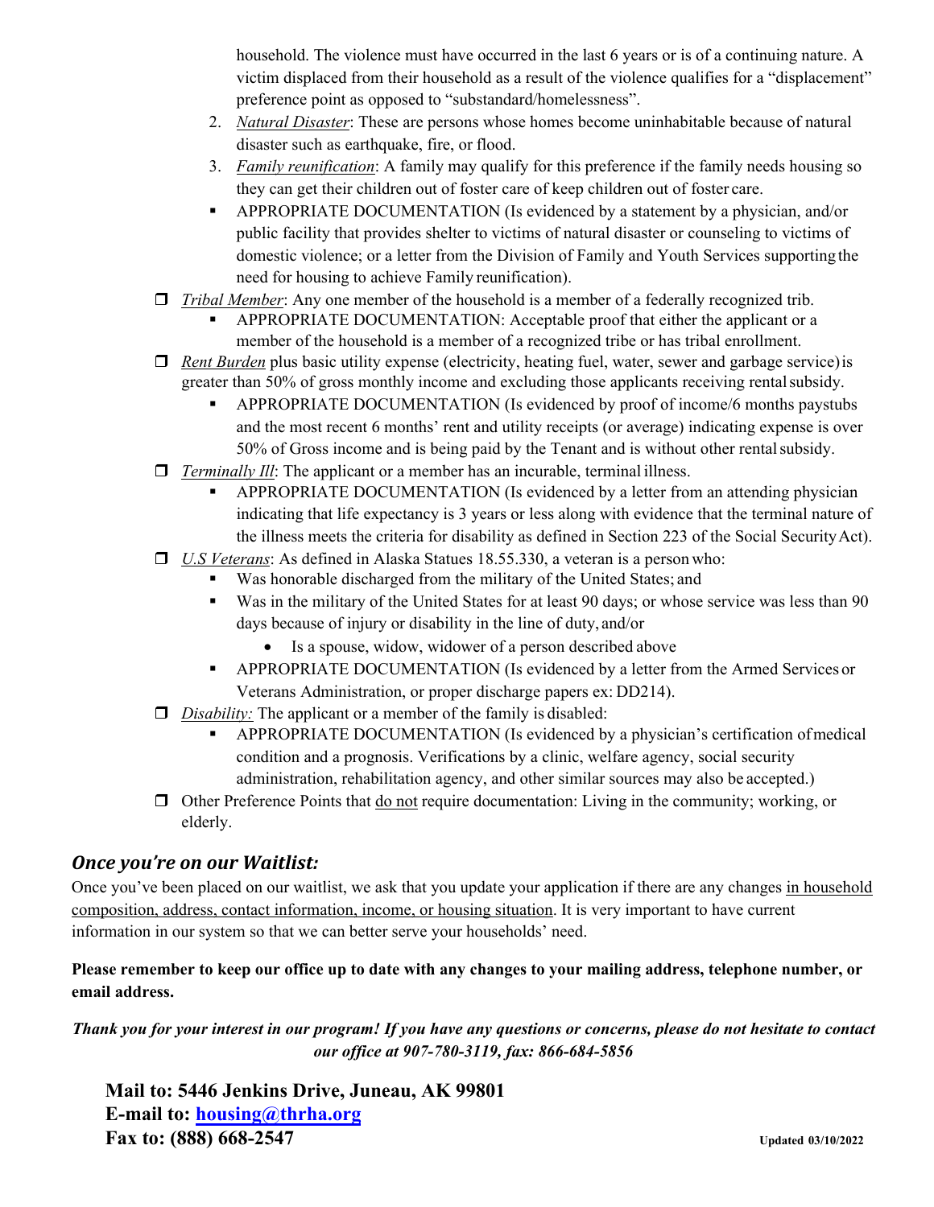household. The violence must have occurred in the last 6 years or is of a continuing nature. A victim displaced from their household as a result of the violence qualifies for a "displacement" preference point as opposed to "substandard/homelessness".

2. *Natural Disaster*: These are persons whose homes become uninhabitable because of natural disaster such as earthquake, fire, or flood.
3. *Family reunification*: A family may qualify for this preference if the family needs housing so they can get their children out of foster care of keep children out of foster care.

   - APPROPRIATE DOCUMENTATION (Is evidenced by a statement by a physician, and/or public facility that provides shelter to victims of natural disaster or counseling to victims of domestic violence; or a letter from the Division of Family and Youth Services supporting the need for housing to achieve Family reunification).

- ☐ *Tribal Member*: Any one member of the household is a member of a federally recognized trib.
  - APPROPRIATE DOCUMENTATION: Acceptable proof that either the applicant or a member of the household is a member of a recognized tribe or has tribal enrollment.
- ☐ *Rent Burden* plus basic utility expense (electricity, heating fuel, water, sewer and garbage service) is greater than 50% of gross monthly income and excluding those applicants receiving rental subsidy.
  - APPROPRIATE DOCUMENTATION (Is evidenced by proof of income/6 months paystubs and the most recent 6 months' rent and utility receipts (or average) indicating expense is over 50% of Gross income and is being paid by the Tenant and is without other rental subsidy.
- ☐ *Terminally Ill*: The applicant or a member has an incurable, terminal illness.
  - APPROPRIATE DOCUMENTATION (Is evidenced by a letter from an attending physician indicating that life expectancy is 3 years or less along with evidence that the terminal nature of the illness meets the criteria for disability as defined in Section 223 of the Social Security Act).
- ☐ *U.S Veterans*: As defined in Alaska Statues 18.55.330, a veteran is a person who:
  - Was honorable discharged from the military of the United States; and
  - Was in the military of the United States for at least 90 days; or whose service was less than 90 days because of injury or disability in the line of duty, and/or
    - Is a spouse, widow, widower of a person described above
  - APPROPRIATE DOCUMENTATION (Is evidenced by a letter from the Armed Services or Veterans Administration, or proper discharge papers ex: DD214).
- ☐ *Disability:* The applicant or a member of the family is disabled:
  - APPROPRIATE DOCUMENTATION (Is evidenced by a physician's certification of medical condition and a prognosis. Verifications by a clinic, welfare agency, social security administration, rehabilitation agency, and other similar sources may also be accepted.)
- ☐ Other Preference Points that <u>do not</u> require documentation: Living in the community; working, or elderly.

## *Once you're on our Waitlist:*

Once you've been placed on our waitlist, we ask that you update your application if there are any changes <u>in household composition, address, contact information, income, or housing situation</u>. It is very important to have current information in our system so that we can better serve your households' need.

**Please remember to keep our office up to date with any changes to your mailing address, telephone number, or email address.**

***Thank you for your interest in our program! If you have any questions or concerns, please do not hesitate to contact our office at 907-780-3119, fax: 866-684-5856***

**Mail to: 5446 Jenkins Drive, Juneau, AK 99801**
**E-mail to: housing@thrha.org**
**Fax to: (888) 668-2547**

**Updated 03/10/2022**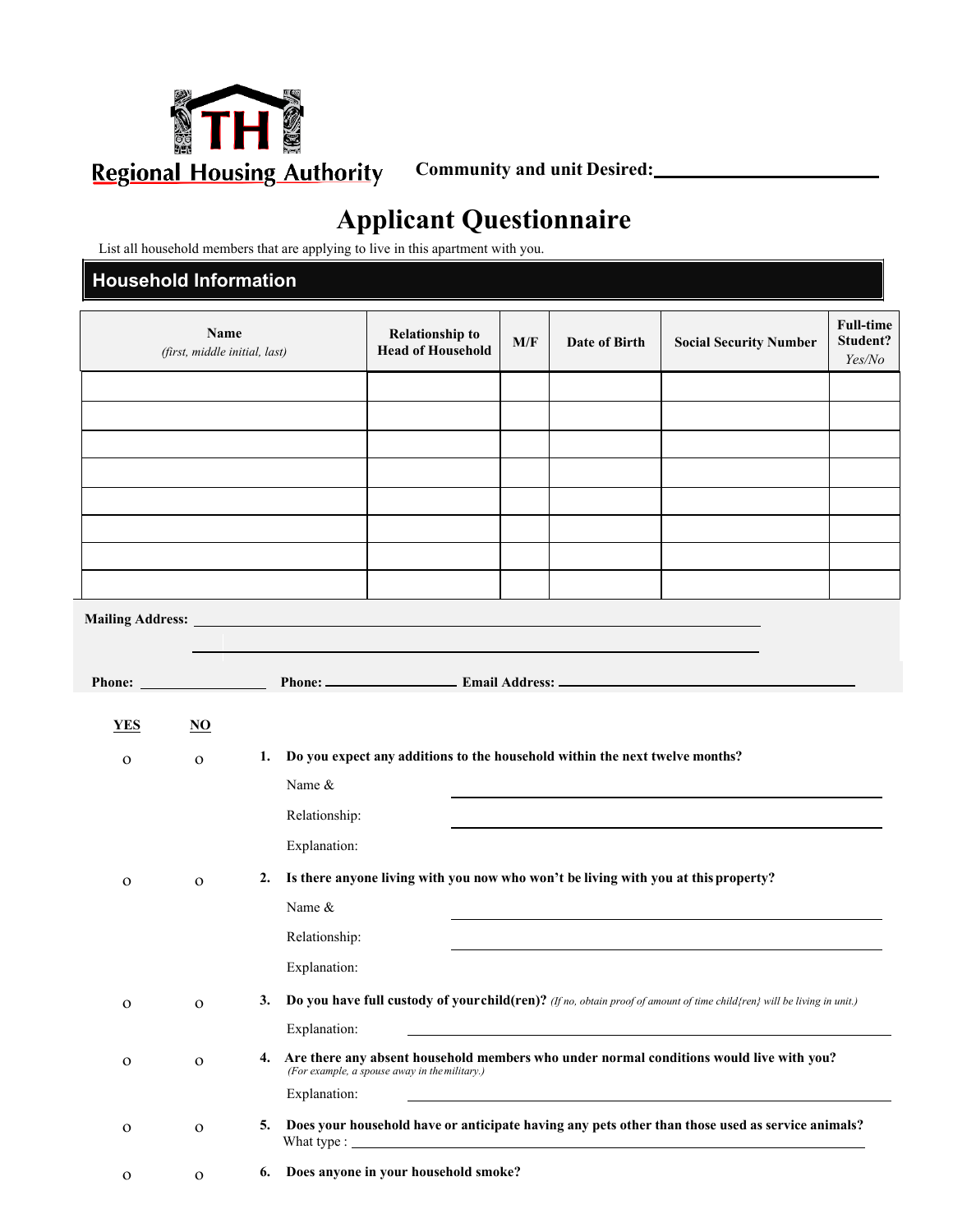TH Regional Housing Authority

**Community and unit Desired:** ______________________

# Applicant Questionnaire

List all household members that are applying to live in this apartment with you.

## Household Information

| Name *(first, middle initial, last)* | Relationship to Head of Household | M/F | Date of Birth | Social Security Number | Full-time Student? *Yes/No* |
|---|---|---|---|---|---|
| | | | | | |
| | | | | | |
| | | | | | |
| | | | | | |
| | | | | | |
| | | | | | |
| | | | | | |
| | | | | | |

**Mailing Address:** ______________________________________________

______________________________________________

**Phone:** ______________ **Phone:** ______________ **Email Address:** ______________________

| **YES** | **NO** | |
|---|---|---|
| o | o | **1. Do you expect any additions to the household within the next twelve months?** |

Name & ______________________

Relationship: ______________________

Explanation:

| **YES** | **NO** | |
|---|---|---|
| o | o | **2. Is there anyone living with you now who won't be living with you at this property?** |

Name & ______________________

Relationship: ______________________

Explanation:

| **YES** | **NO** | |
|---|---|---|
| o | o | **3. Do you have full custody of your child(ren)?** *(If no, obtain proof of amount of time child{ren} will be living in unit.)* |

Explanation: ______________________

| **YES** | **NO** | |
|---|---|---|
| o | o | **4. Are there any absent household members who under normal conditions would live with you?** *(For example, a spouse away in the military.)* |

Explanation: ______________________

| **YES** | **NO** | |
|---|---|---|
| o | o | **5. Does your household have or anticipate having any pets other than those used as service animals?** |

What type : ______________________

| **YES** | **NO** | |
|---|---|---|
| o | o | **6. Does anyone in your household smoke?** |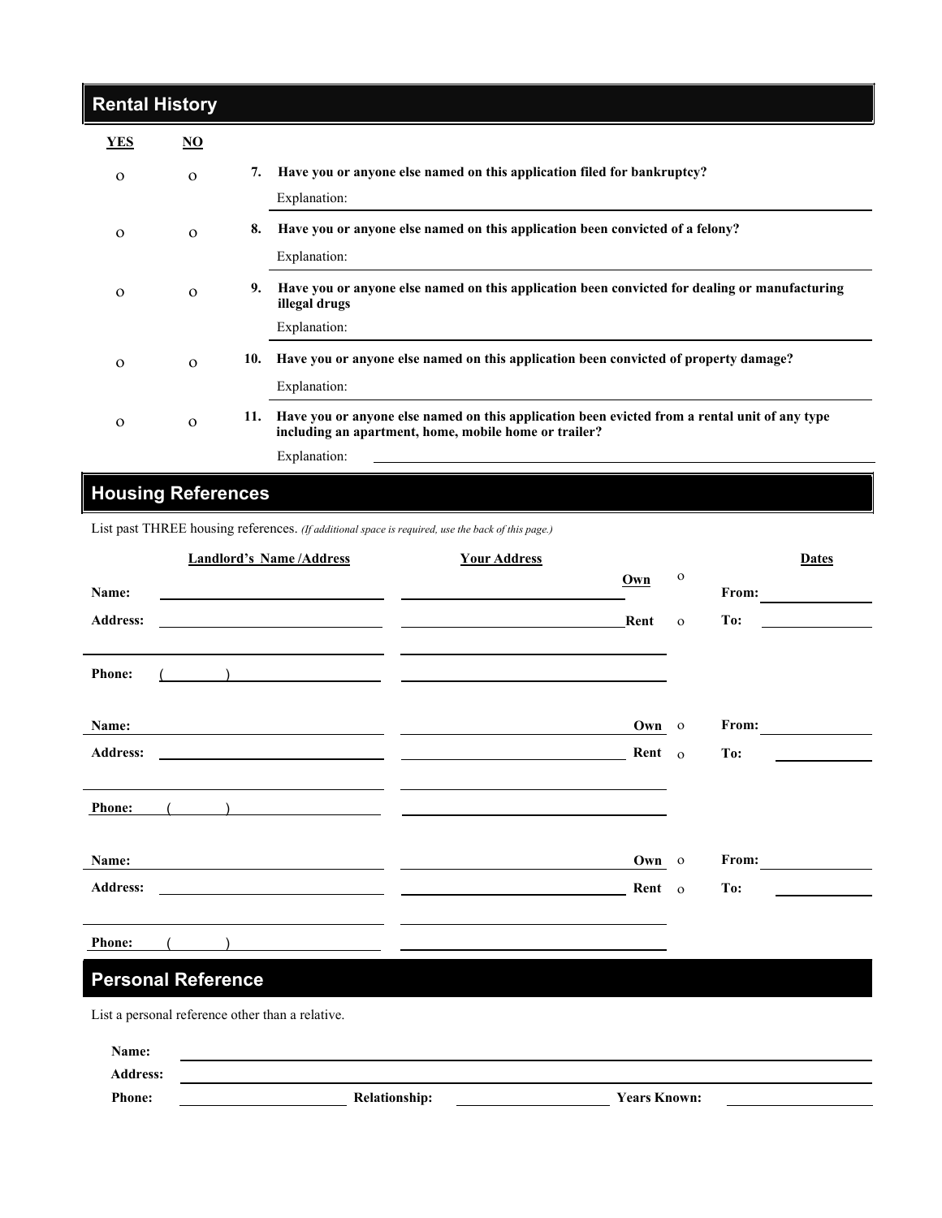## Rental History

| YES | NO | | |
|---|---|---|---|
| o | o | 7. | **Have you or anyone else named on this application filed for bankruptcy?** |
| | | | Explanation: |
| o | o | 8. | **Have you or anyone else named on this application been convicted of a felony?** |
| | | | Explanation: |
| o | o | 9. | **Have you or anyone else named on this application been convicted for dealing or manufacturing illegal drugs** |
| | | | Explanation: |
| o | o | 10. | **Have you or anyone else named on this application been convicted of property damage?** |
| | | | Explanation: |
| o | o | 11. | **Have you or anyone else named on this application been evicted from a rental unit of any type including an apartment, home, mobile home or trailer?** |
| | | | Explanation: |

## Housing References

List past THREE housing references. *(If additional space is required, use the back of this page.)*

| | Landlord's Name /Address | Your Address | | | Dates |
|---|---|---|---|---|---|
| **Name:** | | | **Own** | o | **From:** |
| **Address:** | | | **Rent** | o | **To:** |
| | | | | | |
| **Phone:** | ( ) | | | | |
| **Name:** | | | **Own** | o | **From:** |
| **Address:** | | | **Rent** | o | **To:** |
| | | | | | |
| **Phone:** | ( ) | | | | |
| **Name:** | | | **Own** | o | **From:** |
| **Address:** | | | **Rent** | o | **To:** |
| | | | | | |
| **Phone:** | ( ) | | | | |

## Personal Reference

List a personal reference other than a relative.

**Name:** ____________________

**Address:** ____________________

**Phone:** ____________ **Relationship:** ____________ **Years Known:** ____________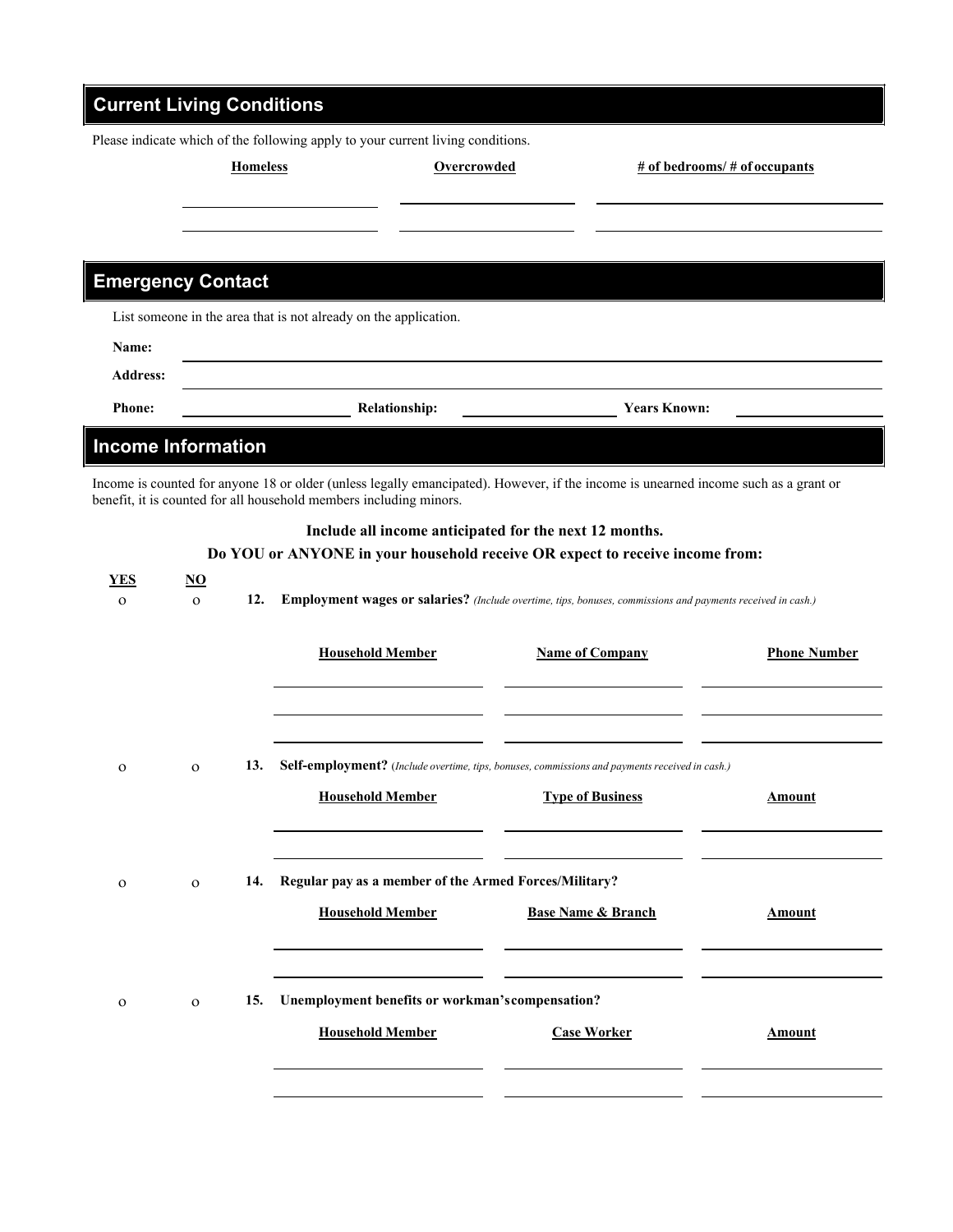## Current Living Conditions

Please indicate which of the following apply to your current living conditions.

| Homeless | Overcrowded | # of bedrooms/ # of occupants |
| --- | --- | --- |
| | | |
| | | |

## Emergency Contact

List someone in the area that is not already on the application.

**Name:** ______________________________

**Address:** ______________________________

**Phone:** ______________ **Relationship:** ______________ **Years Known:** ______________

## Income Information

Income is counted for anyone 18 or older (unless legally emancipated). However, if the income is unearned income such as a grant or benefit, it is counted for all household members including minors.

**Include all income anticipated for the next 12 months.**

**Do YOU or ANYONE in your household receive OR expect to receive income from:**

| YES | NO | | |
| --- | --- | --- | --- |
| o | o | **12.** | **Employment wages or salaries?** *(Include overtime, tips, bonuses, commissions and payments received in cash.)* |

| Household Member | Name of Company | Phone Number |
| --- | --- | --- |
| | | |
| | | |
| | | |

| YES | NO | | |
| --- | --- | --- | --- |
| o | o | **13.** | **Self-employment?** (*Include overtime, tips, bonuses, commissions and payments received in cash.)* |

| Household Member | Type of Business | Amount |
| --- | --- | --- |
| | | |
| | | |

| YES | NO | | |
| --- | --- | --- | --- |
| o | o | **14.** | **Regular pay as a member of the Armed Forces/Military?** |

| Household Member | Base Name & Branch | Amount |
| --- | --- | --- |
| | | |
| | | |

| YES | NO | | |
| --- | --- | --- | --- |
| o | o | **15.** | **Unemployment benefits or workman's compensation?** |

| Household Member | Case Worker | Amount |
| --- | --- | --- |
| | | |
| | | |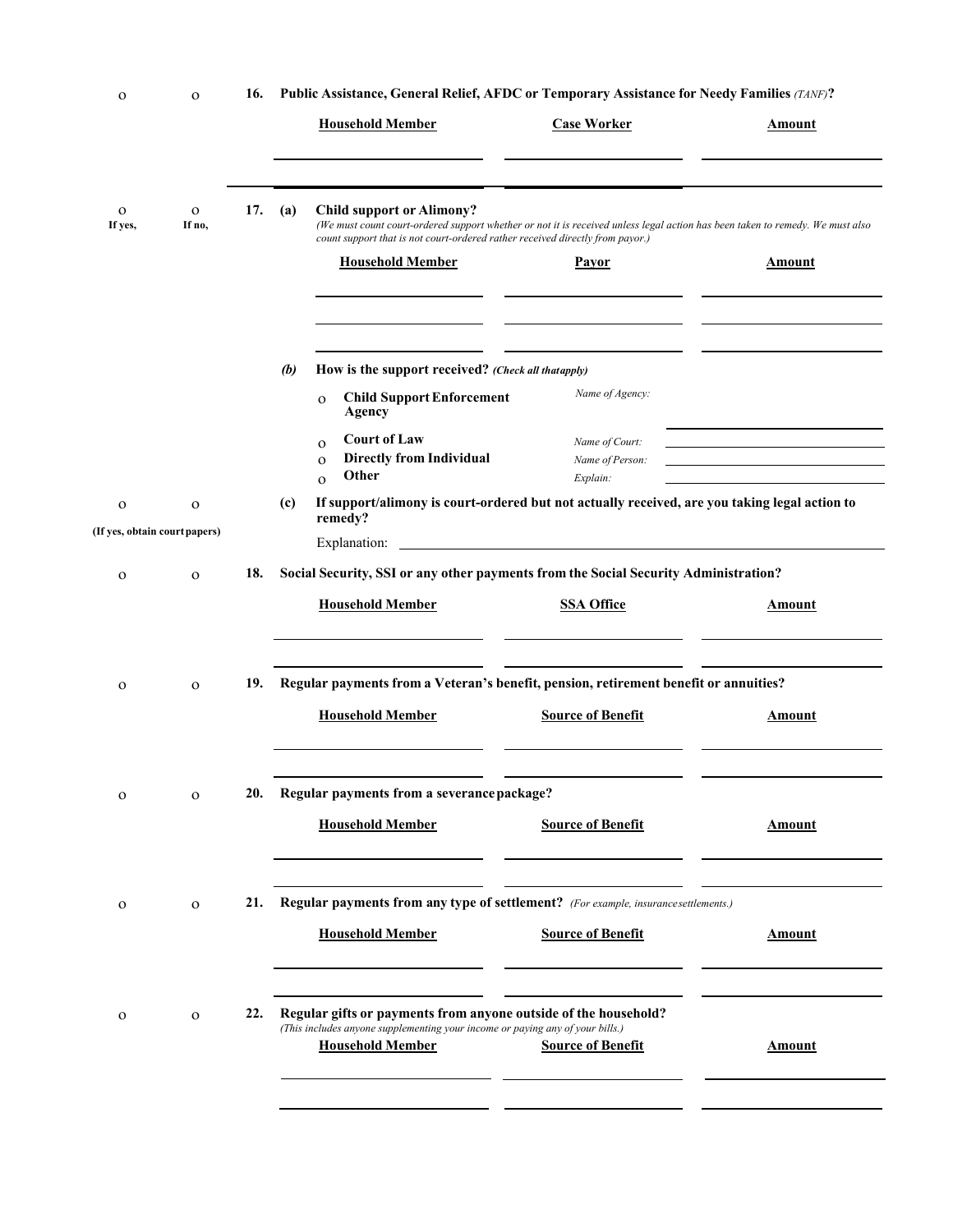o o **16. Public Assistance, General Relief, AFDC or Temporary Assistance for Needy Families** *(TANF)***?**

| Household Member | Case Worker | Amount |
|---|---|---|
| | | |
| | | |

o If yes, o If no, **17. (a) Child support or Alimony?**

*(We must count court-ordered support whether or not it is received unless legal action has been taken to remedy. We must also count support that is not court-ordered rather received directly from payor.)*

| Household Member | Payor | Amount |
|---|---|---|
| | | |
| | | |
| | | |

***(b)*** **How is the support received?** ***(Check all that apply)***

- o **Child Support Enforcement Agency** — *Name of Agency:* ______________________
- o **Court of Law** — *Name of Court:* ______________________
- o **Directly from Individual** — *Name of Person:* ______________________
- o **Other** — *Explain:* ______________________

o o **(c) If support/alimony is court-ordered but not actually received, are you taking legal action to remedy?**

**(If yes, obtain court papers)**

Explanation: ______________________________________________

o o **18. Social Security, SSI or any other payments from the Social Security Administration?**

| Household Member | SSA Office | Amount |
|---|---|---|
| | | |
| | | |

o o **19. Regular payments from a Veteran's benefit, pension, retirement benefit or annuities?**

| Household Member | Source of Benefit | Amount |
|---|---|---|
| | | |
| | | |

o o **20. Regular payments from a severance package?**

| Household Member | Source of Benefit | Amount |
|---|---|---|
| | | |
| | | |

o o **21. Regular payments from any type of settlement?** *(For example, insurance settlements.)*

| Household Member | Source of Benefit | Amount |
|---|---|---|
| | | |
| | | |

o o **22. Regular gifts or payments from anyone outside of the household?**

*(This includes anyone supplementing your income or paying any of your bills.)*

| Household Member | Source of Benefit | Amount |
|---|---|---|
| | | |
| | | |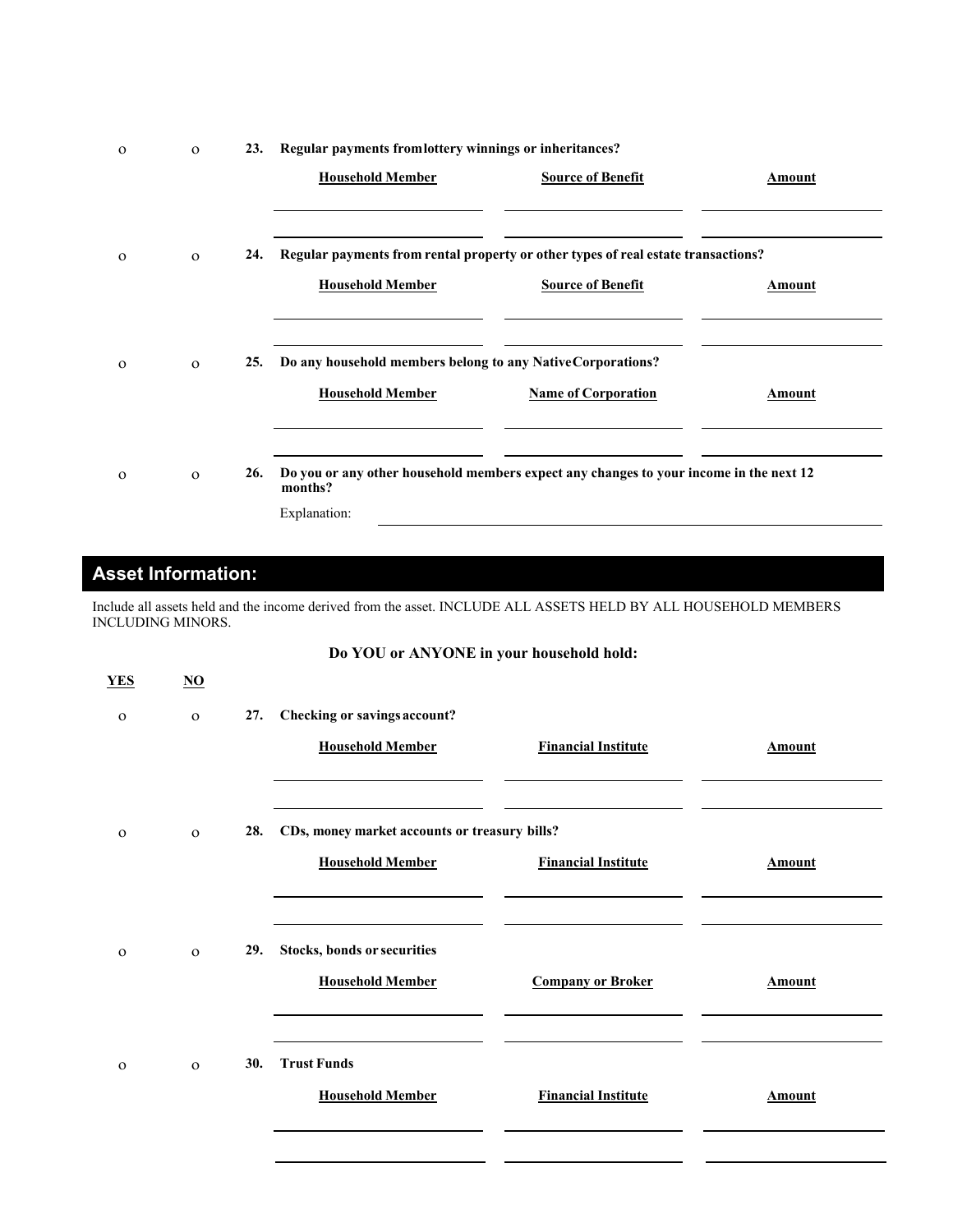o o **23. Regular payments from lottery winnings or inheritances?**

| Household Member | Source of Benefit | Amount |
|---|---|---|
| | | |
| | | |

o o **24. Regular payments from rental property or other types of real estate transactions?**

| Household Member | Source of Benefit | Amount |
|---|---|---|
| | | |
| | | |

o o **25. Do any household members belong to any Native Corporations?**

| Household Member | Name of Corporation | Amount |
|---|---|---|
| | | |
| | | |

o o **26. Do you or any other household members expect any changes to your income in the next 12 months?**

Explanation: ______________________________

## Asset Information:

Include all assets held and the income derived from the asset. INCLUDE ALL ASSETS HELD BY ALL HOUSEHOLD MEMBERS INCLUDING MINORS.

**Do YOU or ANYONE in your household hold:**

**YES** **NO**

o o **27. Checking or savings account?**

| Household Member | Financial Institute | Amount |
|---|---|---|
| | | |
| | | |

o o **28. CDs, money market accounts or treasury bills?**

| Household Member | Financial Institute | Amount |
|---|---|---|
| | | |
| | | |

o o **29. Stocks, bonds or securities**

| Household Member | Company or Broker | Amount |
|---|---|---|
| | | |
| | | |

o o **30. Trust Funds**

| Household Member | Financial Institute | Amount |
|---|---|---|
| | | |
| | | |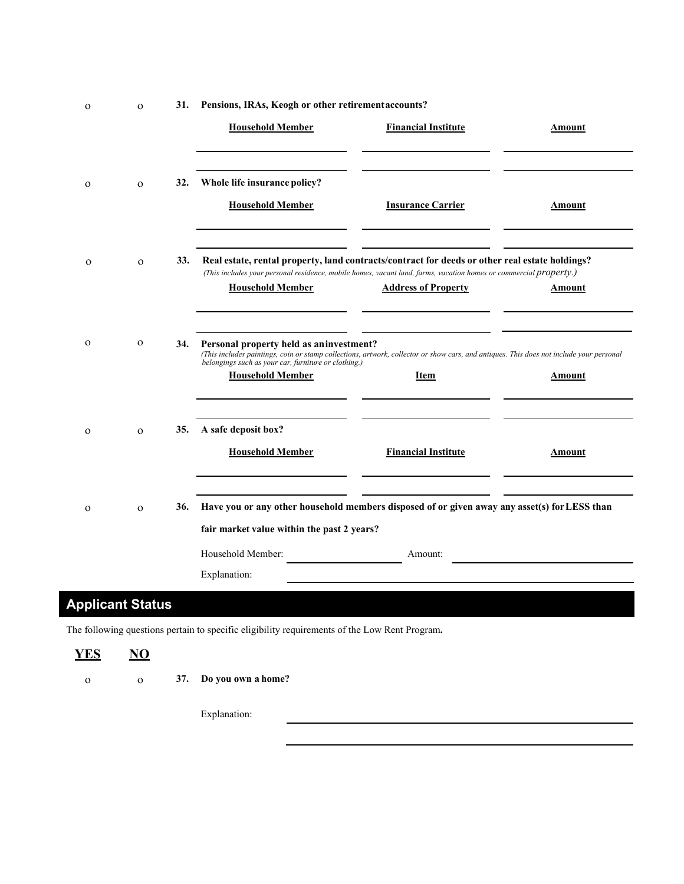o o **31. Pensions, IRAs, Keogh or other retirement accounts?**

| Household Member | Financial Institute | Amount |
|---|---|---|
| | | |
| | | |

o o **32. Whole life insurance policy?**

| Household Member | Insurance Carrier | Amount |
|---|---|---|
| | | |
| | | |

o o **33. Real estate, rental property, land contracts/contract for deeds or other real estate holdings?**
*(This includes your personal residence, mobile homes, vacant land, farms, vacation homes or commercial property.)*

| Household Member | Address of Property | Amount |
|---|---|---|
| | | |
| | | |

o o **34. Personal property held as an investment?**
*(This includes paintings, coin or stamp collections, artwork, collector or show cars, and antiques. This does not include your personal belongings such as your car, furniture or clothing.)*

| Household Member | Item | Amount |
|---|---|---|
| | | |
| | | |

o o **35. A safe deposit box?**

| Household Member | Financial Institute | Amount |
|---|---|---|
| | | |
| | | |

o o **36. Have you or any other household members disposed of or given away any asset(s) for LESS than fair market value within the past 2 years?**

Household Member: ____________________ Amount: ____________________

Explanation: ____________________

## Applicant Status

The following questions pertain to specific eligibility requirements of the Low Rent Program**.**

**YES** **NO**

o o **37. Do you own a home?**

Explanation: ____________________

____________________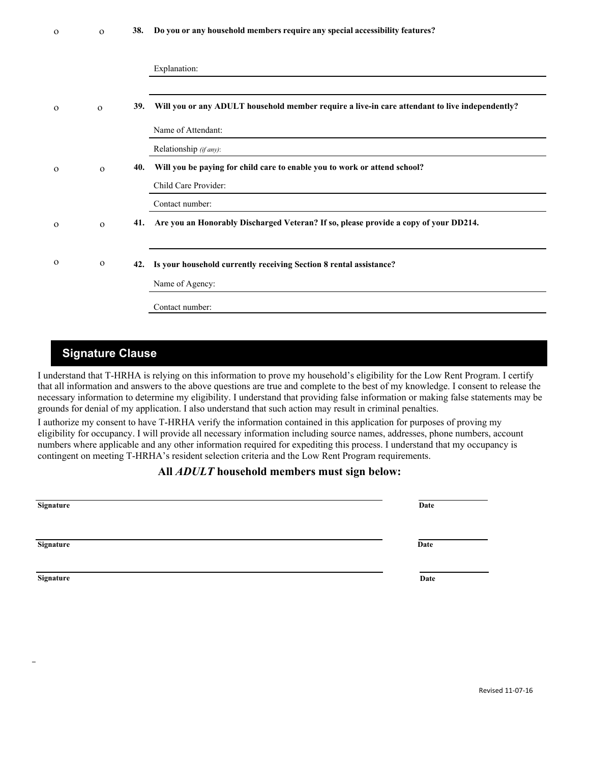o o **38. Do you or any household members require any special accessibility features?**

Explanation: ______________________________

______________________________

o o **39. Will you or any ADULT household member require a live-in care attendant to live independently?**

Name of Attendant: ______________________________

Relationship *(if any)*: ______________________________

o o **40. Will you be paying for child care to enable you to work or attend school?**

Child Care Provider: ______________________________

Contact number: ______________________________

o o **41. Are you an Honorably Discharged Veteran? If so, please provide a copy of your DD214.**

______________________________

o o **42. Is your household currently receiving Section 8 rental assistance?**

Name of Agency: ______________________________

Contact number: ______________________________

## Signature Clause

I understand that T-HRHA is relying on this information to prove my household's eligibility for the Low Rent Program. I certify that all information and answers to the above questions are true and complete to the best of my knowledge. I consent to release the necessary information to determine my eligibility. I understand that providing false information or making false statements may be grounds for denial of my application. I also understand that such action may result in criminal penalties.

I authorize my consent to have T-HRHA verify the information contained in this application for purposes of proving my eligibility for occupancy. I will provide all necessary information including source names, addresses, phone numbers, account numbers where applicable and any other information required for expediting this process. I understand that my occupancy is contingent on meeting T-HRHA's resident selection criteria and the Low Rent Program requirements.

### All *ADULT* household members must sign below:

______________________________ ______________
**Signature** **Date**

______________________________ ______________
**Signature** **Date**

______________________________ ______________
**Signature** **Date**

Revised 11-07-16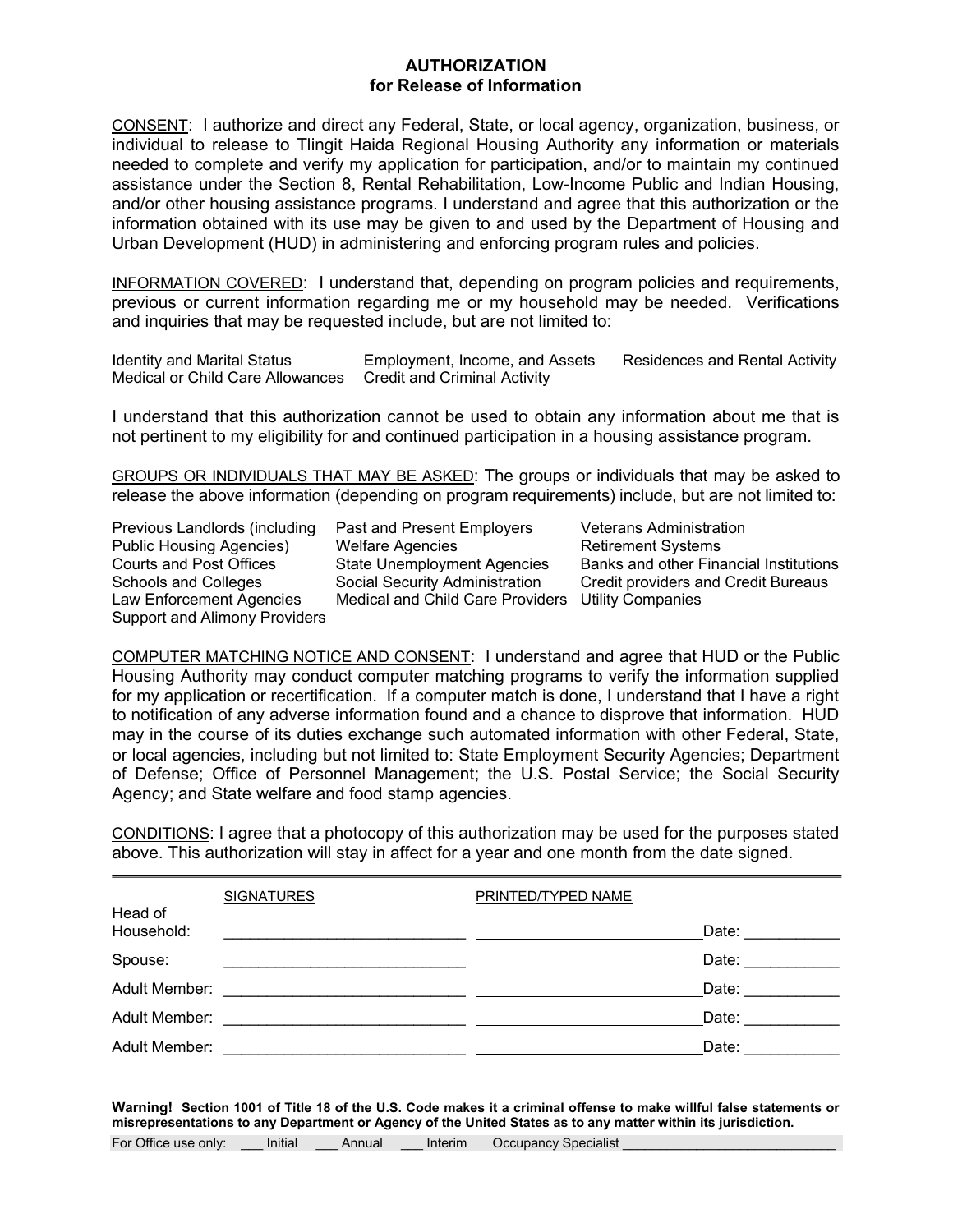# AUTHORIZATION
## for Release of Information

CONSENT: I authorize and direct any Federal, State, or local agency, organization, business, or individual to release to Tlingit Haida Regional Housing Authority any information or materials needed to complete and verify my application for participation, and/or to maintain my continued assistance under the Section 8, Rental Rehabilitation, Low-Income Public and Indian Housing, and/or other housing assistance programs. I understand and agree that this authorization or the information obtained with its use may be given to and used by the Department of Housing and Urban Development (HUD) in administering and enforcing program rules and policies.

INFORMATION COVERED: I understand that, depending on program policies and requirements, previous or current information regarding me or my household may be needed. Verifications and inquiries that may be requested include, but are not limited to:

| | | |
|---|---|---|
| Identity and Marital Status | Employment, Income, and Assets | Residences and Rental Activity |
| Medical or Child Care Allowances | Credit and Criminal Activity | |

I understand that this authorization cannot be used to obtain any information about me that is not pertinent to my eligibility for and continued participation in a housing assistance program.

GROUPS OR INDIVIDUALS THAT MAY BE ASKED: The groups or individuals that may be asked to release the above information (depending on program requirements) include, but are not limited to:

| | | |
|---|---|---|
| Previous Landlords (including Public Housing Agencies) | Past and Present Employers | Veterans Administration |
| Courts and Post Offices | Welfare Agencies | Retirement Systems |
| Schools and Colleges | State Unemployment Agencies | Banks and other Financial Institutions |
| Law Enforcement Agencies | Social Security Administration | Credit providers and Credit Bureaus |
| Support and Alimony Providers | Medical and Child Care Providers | Utility Companies |

COMPUTER MATCHING NOTICE AND CONSENT: I understand and agree that HUD or the Public Housing Authority may conduct computer matching programs to verify the information supplied for my application or recertification. If a computer match is done, I understand that I have a right to notification of any adverse information found and a chance to disprove that information. HUD may in the course of its duties exchange such automated information with other Federal, State, or local agencies, including but not limited to: State Employment Security Agencies; Department of Defense; Office of Personnel Management; the U.S. Postal Service; the Social Security Agency; and State welfare and food stamp agencies.

CONDITIONS: I agree that a photocopy of this authorization may be used for the purposes stated above. This authorization will stay in affect for a year and one month from the date signed.

---

| | SIGNATURES | PRINTED/TYPED NAME | |
|---|---|---|---|
| Head of Household: | ____________________ | ____________________ | Date: __________ |
| Spouse: | ____________________ | ____________________ | Date: __________ |
| Adult Member: | ____________________ | ____________________ | Date: __________ |
| Adult Member: | ____________________ | ____________________ | Date: __________ |
| Adult Member: | ____________________ | ____________________ | Date: __________ |

**Warning! Section 1001 of Title 18 of the U.S. Code makes it a criminal offense to make willful false statements or misrepresentations to any Department or Agency of the United States as to any matter within its jurisdiction.**

For Office use only: ___ Initial ___ Annual ___ Interim Occupancy Specialist ____________________